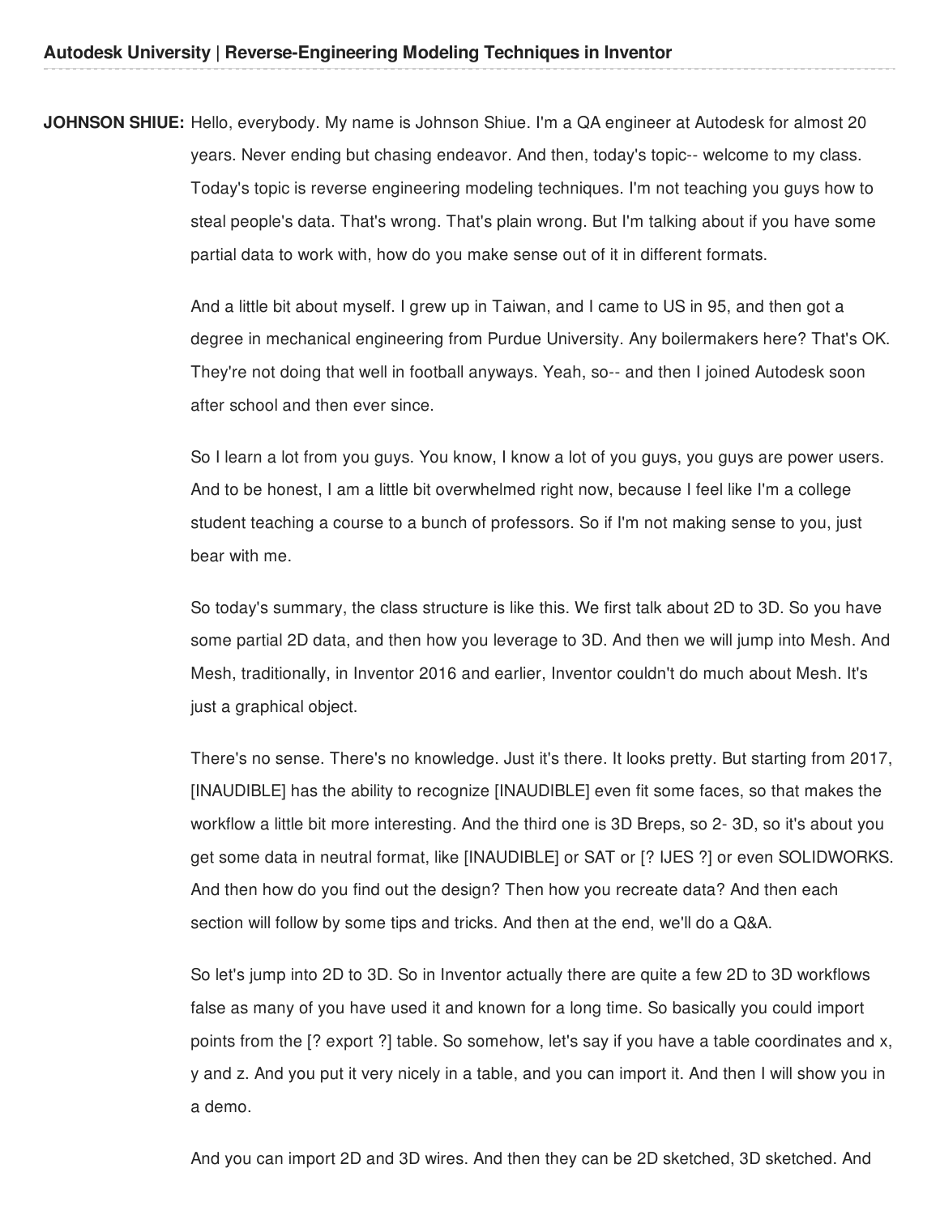**JOHNSON SHIUE:** Hello, everybody. My name is Johnson Shiue. I'm a QA engineer at Autodesk for almost 20 years. Never ending but chasing endeavor. And then, today's topic-- welcome to my class. Today's topic is reverse engineering modeling techniques. I'm not teaching you guys how to steal people's data. That's wrong. That's plain wrong. But I'm talking about if you have some partial data to work with, how do you make sense out of it in different formats.

And a little bit about myself. I grew up in Taiwan, and I came to US in 95, and then got a degree in mechanical engineering from Purdue University. Any boilermakers here? That's OK. They're not doing that well in football anyways. Yeah, so-- and then I joined Autodesk soon after school and then ever since.

So I learn a lot from you guys. You know, I know a lot of you guys, you guys are power users. And to be honest, I am a little bit overwhelmed right now, because I feel like I'm a college student teaching a course to a bunch of professors. So if I'm not making sense to you, just bear with me.

So today's summary, the class structure is like this. We first talk about 2D to 3D. So you have some partial 2D data, and then how you leverage to 3D. And then we will jump into Mesh. And Mesh, traditionally, in Inventor 2016 and earlier, Inventor couldn't do much about Mesh. It's just a graphical object.

There's no sense. There's no knowledge. Just it's there. It looks pretty. But starting from 2017, [INAUDIBLE] has the ability to recognize [INAUDIBLE] even fit some faces, so that makes the workflow a little bit more interesting. And the third one is 3D Breps, so 2- 3D, so it's about you get some data in neutral format, like [INAUDIBLE] or SAT or [? IJES ?] or even SOLIDWORKS. And then how do you find out the design? Then how you recreate data? And then each section will follow by some tips and tricks. And then at the end, we'll do a Q&A.

So let's jump into 2D to 3D. So in Inventor actually there are quite a few 2D to 3D workflows false as many of you have used it and known for a long time. So basically you could import points from the [? export ?] table. So somehow, let's say if you have a table coordinates and x, y and z. And you put it very nicely in a table, and you can import it. And then I will show you in a demo.

And you can import 2D and 3D wires. And then they can be 2D sketched, 3D sketched. And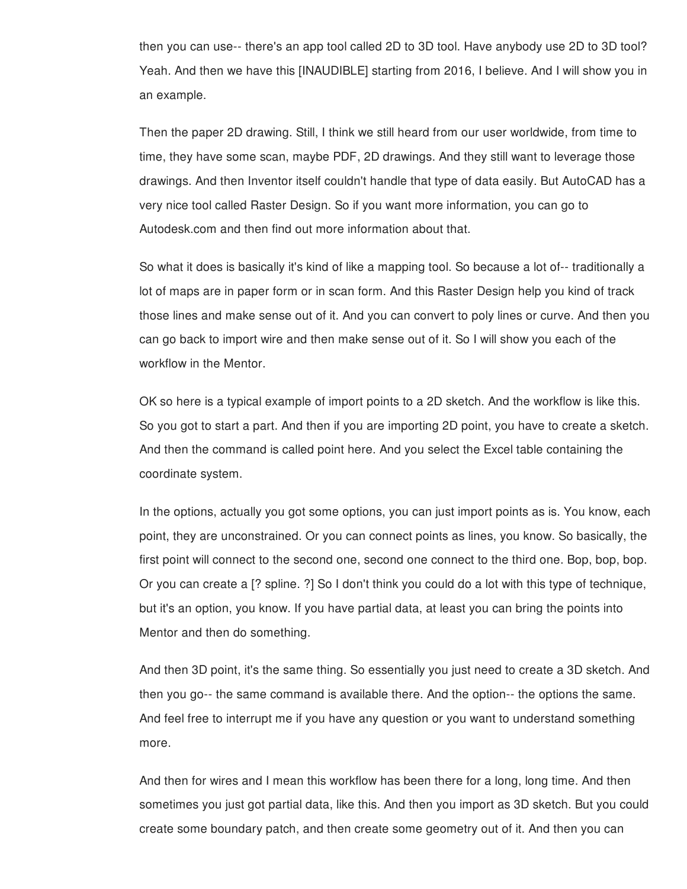then you can use-- there's an app tool called 2D to 3D tool. Have anybody use 2D to 3D tool? Yeah. And then we have this [INAUDIBLE] starting from 2016, I believe. And I will show you in an example.

Then the paper 2D drawing. Still, I think we still heard from our user worldwide, from time to time, they have some scan, maybe PDF, 2D drawings. And they still want to leverage those drawings. And then Inventor itself couldn't handle that type of data easily. But AutoCAD has a very nice tool called Raster Design. So if you want more information, you can go to Autodesk.com and then find out more information about that.

So what it does is basically it's kind of like a mapping tool. So because a lot of-- traditionally a lot of maps are in paper form or in scan form. And this Raster Design help you kind of track those lines and make sense out of it. And you can convert to poly lines or curve. And then you can go back to import wire and then make sense out of it. So I will show you each of the workflow in the Mentor.

OK so here is a typical example of import points to a 2D sketch. And the workflow is like this. So you got to start a part. And then if you are importing 2D point, you have to create a sketch. And then the command is called point here. And you select the Excel table containing the coordinate system.

In the options, actually you got some options, you can just import points as is. You know, each point, they are unconstrained. Or you can connect points as lines, you know. So basically, the first point will connect to the second one, second one connect to the third one. Bop, bop, bop. Or you can create a [? spline. ?] So I don't think you could do a lot with this type of technique, but it's an option, you know. If you have partial data, at least you can bring the points into Mentor and then do something.

And then 3D point, it's the same thing. So essentially you just need to create a 3D sketch. And then you go-- the same command is available there. And the option-- the options the same. And feel free to interrupt me if you have any question or you want to understand something more.

And then for wires and I mean this workflow has been there for a long, long time. And then sometimes you just got partial data, like this. And then you import as 3D sketch. But you could create some boundary patch, and then create some geometry out of it. And then you can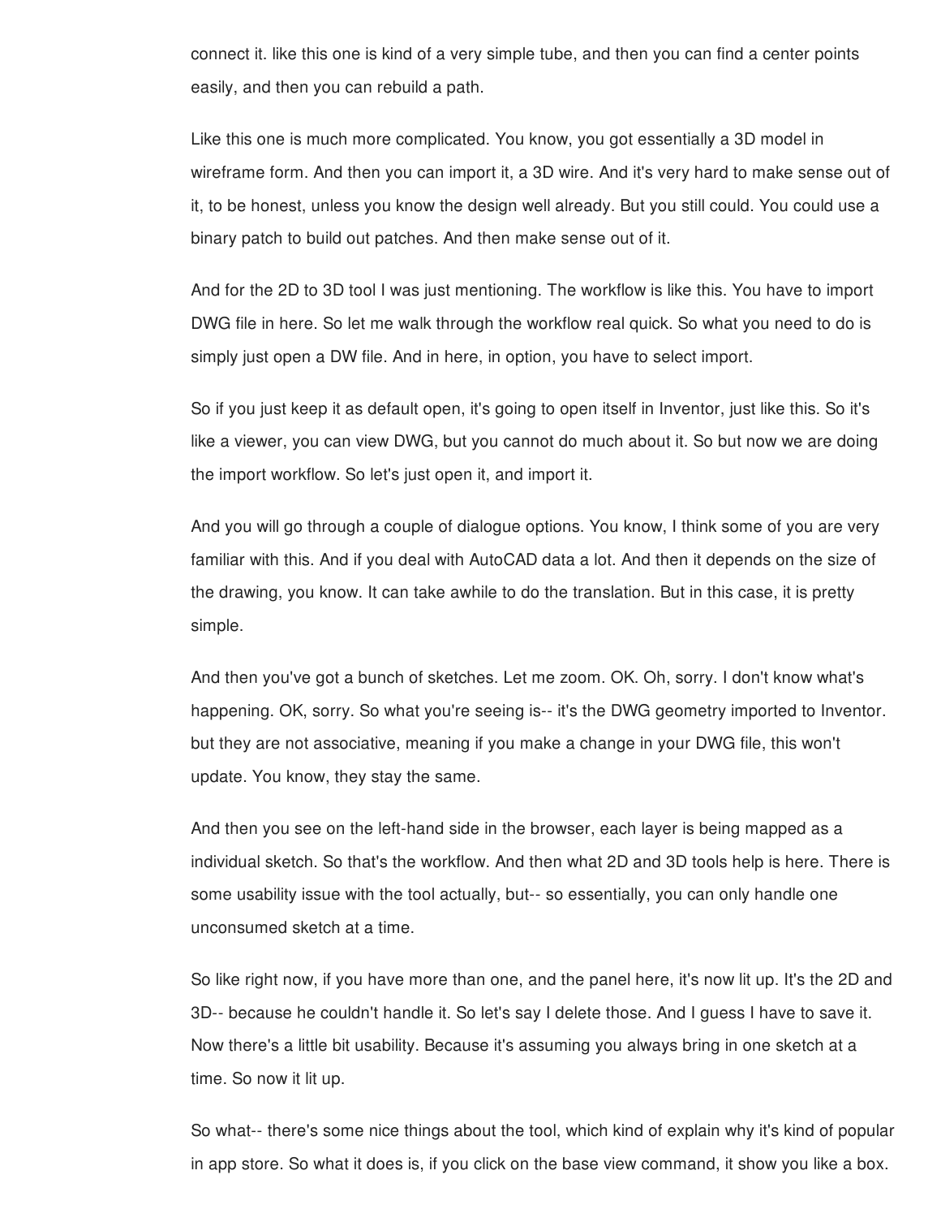connect it. like this one is kind of a very simple tube, and then you can find a center points easily, and then you can rebuild a path.

Like this one is much more complicated. You know, you got essentially a 3D model in wireframe form. And then you can import it, a 3D wire. And it's very hard to make sense out of it, to be honest, unless you know the design well already. But you still could. You could use a binary patch to build out patches. And then make sense out of it.

And for the 2D to 3D tool I was just mentioning. The workflow is like this. You have to import DWG file in here. So let me walk through the workflow real quick. So what you need to do is simply just open a DW file. And in here, in option, you have to select import.

So if you just keep it as default open, it's going to open itself in Inventor, just like this. So it's like a viewer, you can view DWG, but you cannot do much about it. So but now we are doing the import workflow. So let's just open it, and import it.

And you will go through a couple of dialogue options. You know, I think some of you are very familiar with this. And if you deal with AutoCAD data a lot. And then it depends on the size of the drawing, you know. It can take awhile to do the translation. But in this case, it is pretty simple.

And then you've got a bunch of sketches. Let me zoom. OK. Oh, sorry. I don't know what's happening. OK, sorry. So what you're seeing is-- it's the DWG geometry imported to Inventor. but they are not associative, meaning if you make a change in your DWG file, this won't update. You know, they stay the same.

And then you see on the left-hand side in the browser, each layer is being mapped as a individual sketch. So that's the workflow. And then what 2D and 3D tools help is here. There is some usability issue with the tool actually, but-- so essentially, you can only handle one unconsumed sketch at a time.

So like right now, if you have more than one, and the panel here, it's now lit up. It's the 2D and 3D-- because he couldn't handle it. So let's say I delete those. And I guess I have to save it. Now there's a little bit usability. Because it's assuming you always bring in one sketch at a time. So now it lit up.

So what-- there's some nice things about the tool, which kind of explain why it's kind of popular in app store. So what it does is, if you click on the base view command, it show you like a box.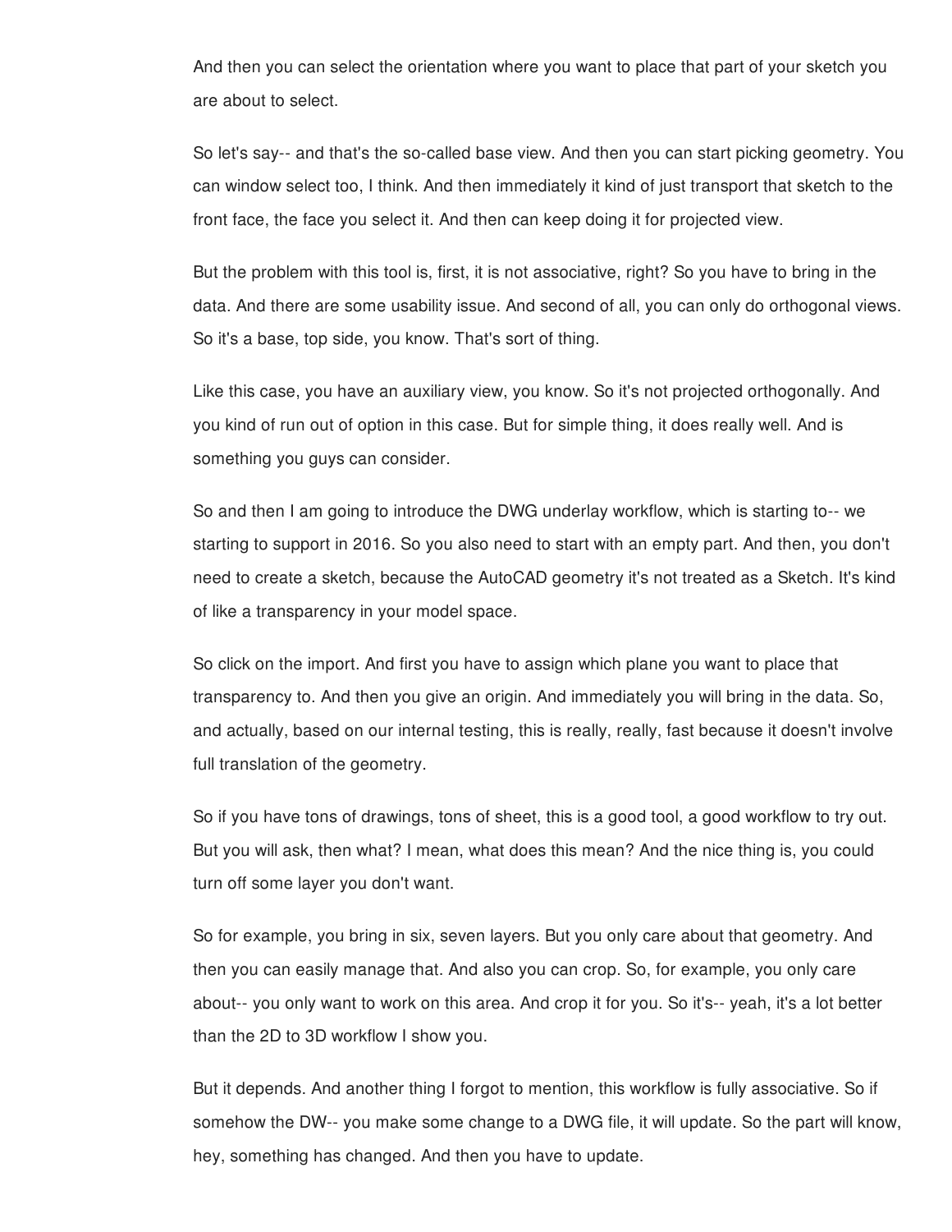And then you can select the orientation where you want to place that part of your sketch you are about to select.

So let's say-- and that's the so-called base view. And then you can start picking geometry. You can window select too, I think. And then immediately it kind of just transport that sketch to the front face, the face you select it. And then can keep doing it for projected view.

But the problem with this tool is, first, it is not associative, right? So you have to bring in the data. And there are some usability issue. And second of all, you can only do orthogonal views. So it's a base, top side, you know. That's sort of thing.

Like this case, you have an auxiliary view, you know. So it's not projected orthogonally. And you kind of run out of option in this case. But for simple thing, it does really well. And is something you guys can consider.

So and then I am going to introduce the DWG underlay workflow, which is starting to-- we starting to support in 2016. So you also need to start with an empty part. And then, you don't need to create a sketch, because the AutoCAD geometry it's not treated as a Sketch. It's kind of like a transparency in your model space.

So click on the import. And first you have to assign which plane you want to place that transparency to. And then you give an origin. And immediately you will bring in the data. So, and actually, based on our internal testing, this is really, really, fast because it doesn't involve full translation of the geometry.

So if you have tons of drawings, tons of sheet, this is a good tool, a good workflow to try out. But you will ask, then what? I mean, what does this mean? And the nice thing is, you could turn off some layer you don't want.

So for example, you bring in six, seven layers. But you only care about that geometry. And then you can easily manage that. And also you can crop. So, for example, you only care about-- you only want to work on this area. And crop it for you. So it's-- yeah, it's a lot better than the 2D to 3D workflow I show you.

But it depends. And another thing I forgot to mention, this workflow is fully associative. So if somehow the DW-- you make some change to a DWG file, it will update. So the part will know, hey, something has changed. And then you have to update.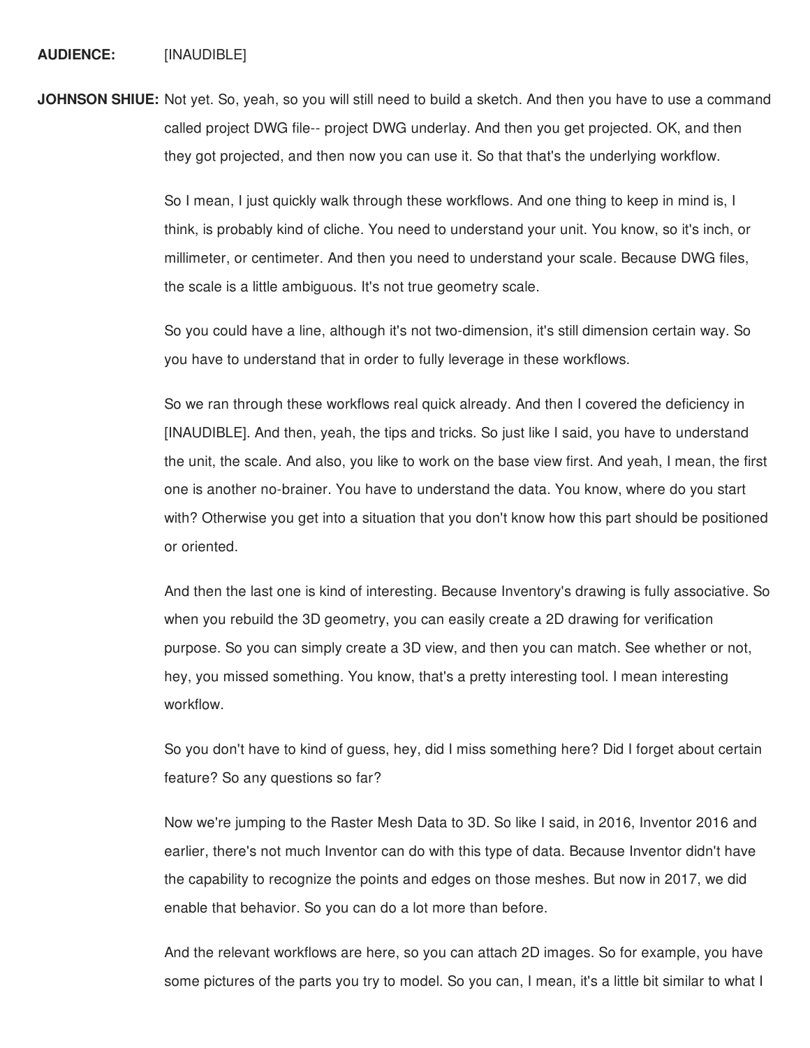**AUDIENCE:** [INAUDIBLE]

**JOHNSON SHIUE:** Not yet. So, yeah, so you will still need to build a sketch. And then you have to use a command called project DWG file-- project DWG underlay. And then you get projected. OK, and then they got projected, and then now you can use it. So that that's the underlying workflow.

So I mean, I just quickly walk through these workflows. And one thing to keep in mind is, I think, is probably kind of cliche. You need to understand your unit. You know, so it's inch, or millimeter, or centimeter. And then you need to understand your scale. Because DWG files, the scale is a little ambiguous. It's not true geometry scale.

So you could have a line, although it's not two-dimension, it's still dimension certain way. So you have to understand that in order to fully leverage in these workflows.

So we ran through these workflows real quick already. And then I covered the deficiency in [INAUDIBLE]. And then, yeah, the tips and tricks. So just like I said, you have to understand the unit, the scale. And also, you like to work on the base view first. And yeah, I mean, the first one is another no-brainer. You have to understand the data. You know, where do you start with? Otherwise you get into a situation that you don't know how this part should be positioned or oriented.

And then the last one is kind of interesting. Because Inventory's drawing is fully associative. So when you rebuild the 3D geometry, you can easily create a 2D drawing for verification purpose. So you can simply create a 3D view, and then you can match. See whether or not, hey, you missed something. You know, that's a pretty interesting tool. I mean interesting workflow.

So you don't have to kind of guess, hey, did I miss something here? Did I forget about certain feature? So any questions so far?

Now we're jumping to the Raster Mesh Data to 3D. So like I said, in 2016, Inventor 2016 and earlier, there's not much Inventor can do with this type of data. Because Inventor didn't have the capability to recognize the points and edges on those meshes. But now in 2017, we did enable that behavior. So you can do a lot more than before.

And the relevant workflows are here, so you can attach 2D images. So for example, you have some pictures of the parts you try to model. So you can, I mean, it's a little bit similar to what I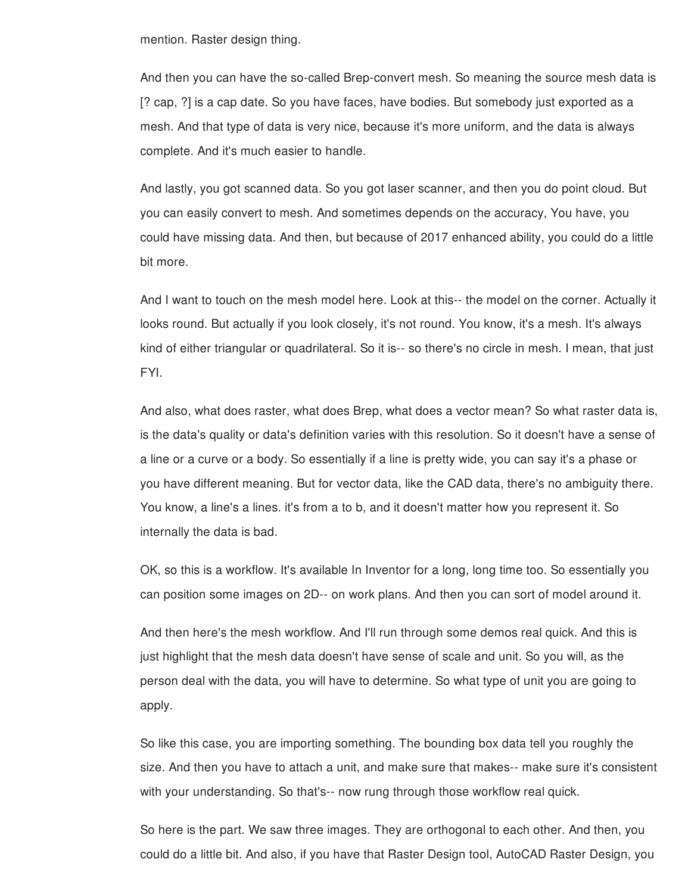mention. Raster design thing.

And then you can have the so-called Brep-convert mesh. So meaning the source mesh data is [? cap, ?] is a cap date. So you have faces, have bodies. But somebody just exported as a mesh. And that type of data is very nice, because it's more uniform, and the data is always complete. And it's much easier to handle.

And lastly, you got scanned data. So you got laser scanner, and then you do point cloud. But you can easily convert to mesh. And sometimes depends on the accuracy, You have, you could have missing data. And then, but because of 2017 enhanced ability, you could do a little bit more.

And I want to touch on the mesh model here. Look at this-- the model on the corner. Actually it looks round. But actually if you look closely, it's not round. You know, it's a mesh. It's always kind of either triangular or quadrilateral. So it is-- so there's no circle in mesh. I mean, that just FYI.

And also, what does raster, what does Brep, what does a vector mean? So what raster data is, is the data's quality or data's definition varies with this resolution. So it doesn't have a sense of a line or a curve or a body. So essentially if a line is pretty wide, you can say it's a phase or you have different meaning. But for vector data, like the CAD data, there's no ambiguity there. You know, a line's a lines. it's from a to b, and it doesn't matter how you represent it. So internally the data is bad.

OK, so this is a workflow. It's available In Inventor for a long, long time too. So essentially you can position some images on 2D-- on work plans. And then you can sort of model around it.

And then here's the mesh workflow. And I'll run through some demos real quick. And this is just highlight that the mesh data doesn't have sense of scale and unit. So you will, as the person deal with the data, you will have to determine. So what type of unit you are going to apply.

So like this case, you are importing something. The bounding box data tell you roughly the size. And then you have to attach a unit, and make sure that makes-- make sure it's consistent with your understanding. So that's-- now rung through those workflow real quick.

So here is the part. We saw three images. They are orthogonal to each other. And then, you could do a little bit. And also, if you have that Raster Design tool, AutoCAD Raster Design, you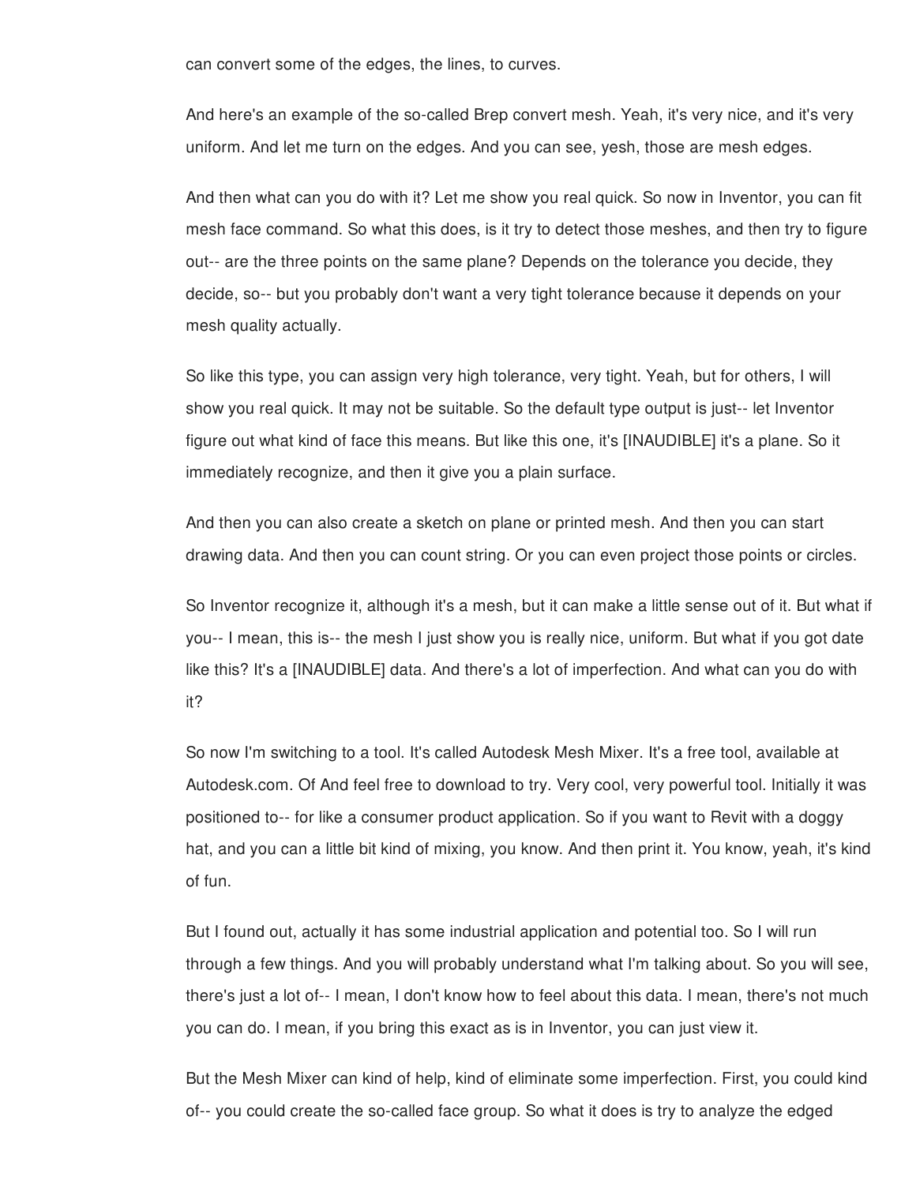can convert some of the edges, the lines, to curves.

And here's an example of the so-called Brep convert mesh. Yeah, it's very nice, and it's very uniform. And let me turn on the edges. And you can see, yesh, those are mesh edges.

And then what can you do with it? Let me show you real quick. So now in Inventor, you can fit mesh face command. So what this does, is it try to detect those meshes, and then try to figure out-- are the three points on the same plane? Depends on the tolerance you decide, they decide, so-- but you probably don't want a very tight tolerance because it depends on your mesh quality actually.

So like this type, you can assign very high tolerance, very tight. Yeah, but for others, I will show you real quick. It may not be suitable. So the default type output is just-- let Inventor figure out what kind of face this means. But like this one, it's [INAUDIBLE] it's a plane. So it immediately recognize, and then it give you a plain surface.

And then you can also create a sketch on plane or printed mesh. And then you can start drawing data. And then you can count string. Or you can even project those points or circles.

So Inventor recognize it, although it's a mesh, but it can make a little sense out of it. But what if you-- I mean, this is-- the mesh I just show you is really nice, uniform. But what if you got date like this? It's a [INAUDIBLE] data. And there's a lot of imperfection. And what can you do with it?

So now I'm switching to a tool. It's called Autodesk Mesh Mixer. It's a free tool, available at Autodesk.com. Of And feel free to download to try. Very cool, very powerful tool. Initially it was positioned to-- for like a consumer product application. So if you want to Revit with a doggy hat, and you can a little bit kind of mixing, you know. And then print it. You know, yeah, it's kind of fun.

But I found out, actually it has some industrial application and potential too. So I will run through a few things. And you will probably understand what I'm talking about. So you will see, there's just a lot of-- I mean, I don't know how to feel about this data. I mean, there's not much you can do. I mean, if you bring this exact as is in Inventor, you can just view it.

But the Mesh Mixer can kind of help, kind of eliminate some imperfection. First, you could kind of-- you could create the so-called face group. So what it does is try to analyze the edged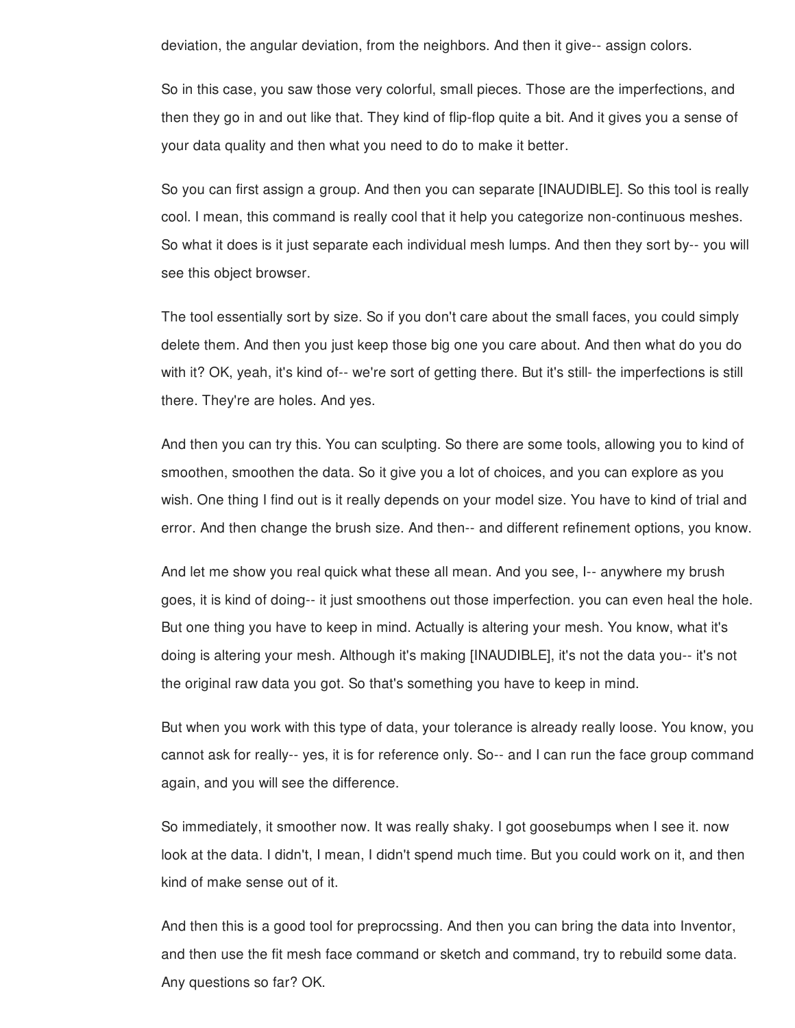deviation, the angular deviation, from the neighbors. And then it give-- assign colors.

So in this case, you saw those very colorful, small pieces. Those are the imperfections, and then they go in and out like that. They kind of flip-flop quite a bit. And it gives you a sense of your data quality and then what you need to do to make it better.

So you can first assign a group. And then you can separate [INAUDIBLE]. So this tool is really cool. I mean, this command is really cool that it help you categorize non-continuous meshes. So what it does is it just separate each individual mesh lumps. And then they sort by-- you will see this object browser.

The tool essentially sort by size. So if you don't care about the small faces, you could simply delete them. And then you just keep those big one you care about. And then what do you do with it? OK, yeah, it's kind of-- we're sort of getting there. But it's still- the imperfections is still there. They're are holes. And yes.

And then you can try this. You can sculpting. So there are some tools, allowing you to kind of smoothen, smoothen the data. So it give you a lot of choices, and you can explore as you wish. One thing I find out is it really depends on your model size. You have to kind of trial and error. And then change the brush size. And then-- and different refinement options, you know.

And let me show you real quick what these all mean. And you see, I-- anywhere my brush goes, it is kind of doing-- it just smoothens out those imperfection. you can even heal the hole. But one thing you have to keep in mind. Actually is altering your mesh. You know, what it's doing is altering your mesh. Although it's making [INAUDIBLE], it's not the data you-- it's not the original raw data you got. So that's something you have to keep in mind.

But when you work with this type of data, your tolerance is already really loose. You know, you cannot ask for really-- yes, it is for reference only. So-- and I can run the face group command again, and you will see the difference.

So immediately, it smoother now. It was really shaky. I got goosebumps when I see it. now look at the data. I didn't, I mean, I didn't spend much time. But you could work on it, and then kind of make sense out of it.

And then this is a good tool for preprocssing. And then you can bring the data into Inventor, and then use the fit mesh face command or sketch and command, try to rebuild some data. Any questions so far? OK.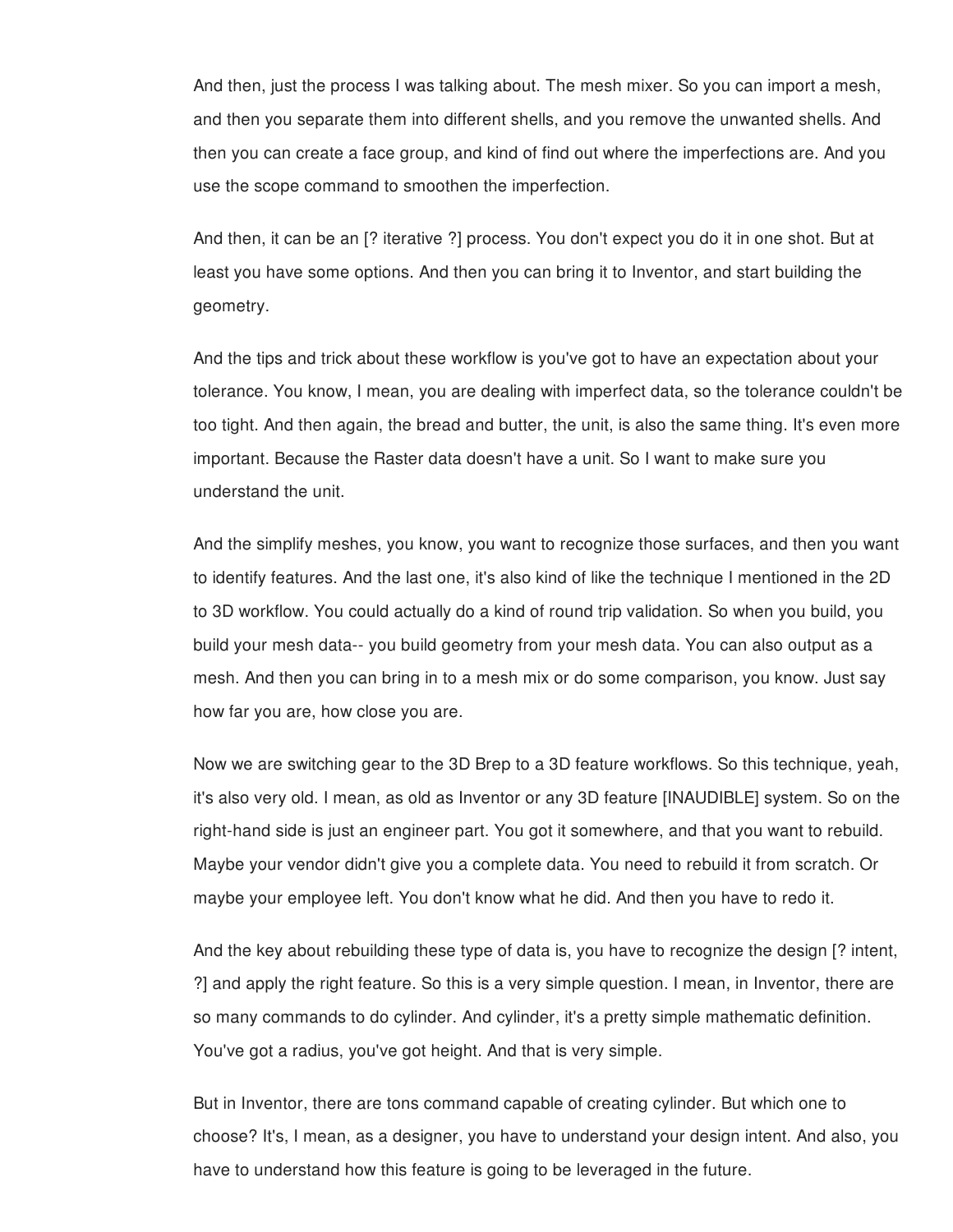And then, just the process I was talking about. The mesh mixer. So you can import a mesh, and then you separate them into different shells, and you remove the unwanted shells. And then you can create a face group, and kind of find out where the imperfections are. And you use the scope command to smoothen the imperfection.

And then, it can be an [? iterative ?] process. You don't expect you do it in one shot. But at least you have some options. And then you can bring it to Inventor, and start building the geometry.

And the tips and trick about these workflow is you've got to have an expectation about your tolerance. You know, I mean, you are dealing with imperfect data, so the tolerance couldn't be too tight. And then again, the bread and butter, the unit, is also the same thing. It's even more important. Because the Raster data doesn't have a unit. So I want to make sure you understand the unit.

And the simplify meshes, you know, you want to recognize those surfaces, and then you want to identify features. And the last one, it's also kind of like the technique I mentioned in the 2D to 3D workflow. You could actually do a kind of round trip validation. So when you build, you build your mesh data-- you build geometry from your mesh data. You can also output as a mesh. And then you can bring in to a mesh mix or do some comparison, you know. Just say how far you are, how close you are.

Now we are switching gear to the 3D Brep to a 3D feature workflows. So this technique, yeah, it's also very old. I mean, as old as Inventor or any 3D feature [INAUDIBLE] system. So on the right-hand side is just an engineer part. You got it somewhere, and that you want to rebuild. Maybe your vendor didn't give you a complete data. You need to rebuild it from scratch. Or maybe your employee left. You don't know what he did. And then you have to redo it.

And the key about rebuilding these type of data is, you have to recognize the design [? intent, ?] and apply the right feature. So this is a very simple question. I mean, in Inventor, there are so many commands to do cylinder. And cylinder, it's a pretty simple mathematic definition. You've got a radius, you've got height. And that is very simple.

But in Inventor, there are tons command capable of creating cylinder. But which one to choose? It's, I mean, as a designer, you have to understand your design intent. And also, you have to understand how this feature is going to be leveraged in the future.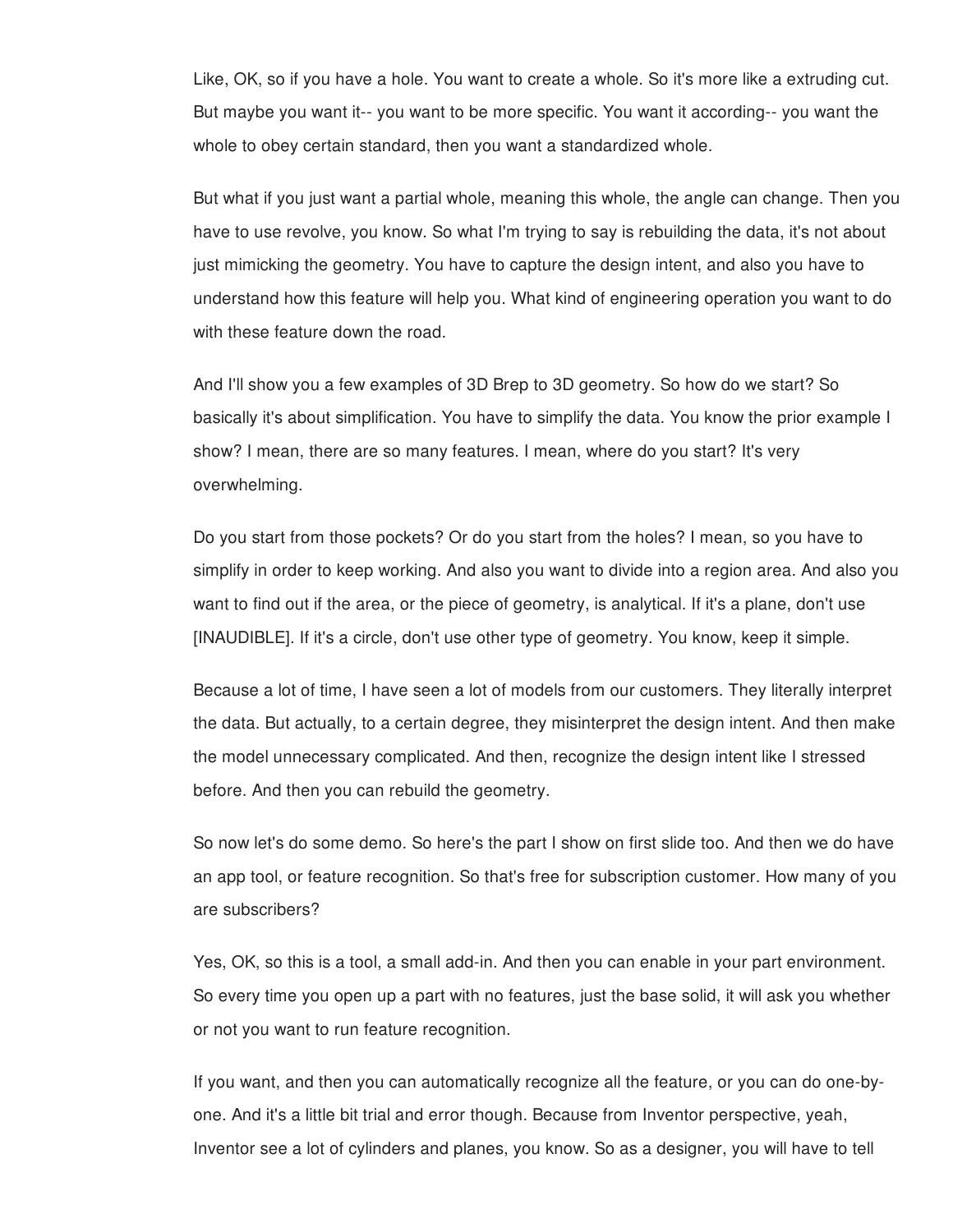Like, OK, so if you have a hole. You want to create a whole. So it's more like a extruding cut. But maybe you want it-- you want to be more specific. You want it according-- you want the whole to obey certain standard, then you want a standardized whole.

But what if you just want a partial whole, meaning this whole, the angle can change. Then you have to use revolve, you know. So what I'm trying to say is rebuilding the data, it's not about just mimicking the geometry. You have to capture the design intent, and also you have to understand how this feature will help you. What kind of engineering operation you want to do with these feature down the road.

And I'll show you a few examples of 3D Brep to 3D geometry. So how do we start? So basically it's about simplification. You have to simplify the data. You know the prior example I show? I mean, there are so many features. I mean, where do you start? It's very overwhelming.

Do you start from those pockets? Or do you start from the holes? I mean, so you have to simplify in order to keep working. And also you want to divide into a region area. And also you want to find out if the area, or the piece of geometry, is analytical. If it's a plane, don't use [INAUDIBLE]. If it's a circle, don't use other type of geometry. You know, keep it simple.

Because a lot of time, I have seen a lot of models from our customers. They literally interpret the data. But actually, to a certain degree, they misinterpret the design intent. And then make the model unnecessary complicated. And then, recognize the design intent like I stressed before. And then you can rebuild the geometry.

So now let's do some demo. So here's the part I show on first slide too. And then we do have an app tool, or feature recognition. So that's free for subscription customer. How many of you are subscribers?

Yes, OK, so this is a tool, a small add-in. And then you can enable in your part environment. So every time you open up a part with no features, just the base solid, it will ask you whether or not you want to run feature recognition.

If you want, and then you can automatically recognize all the feature, or you can do one-by-one. And it's a little bit trial and error though. Because from Inventor perspective, yeah, Inventor see a lot of cylinders and planes, you know. So as a designer, you will have to tell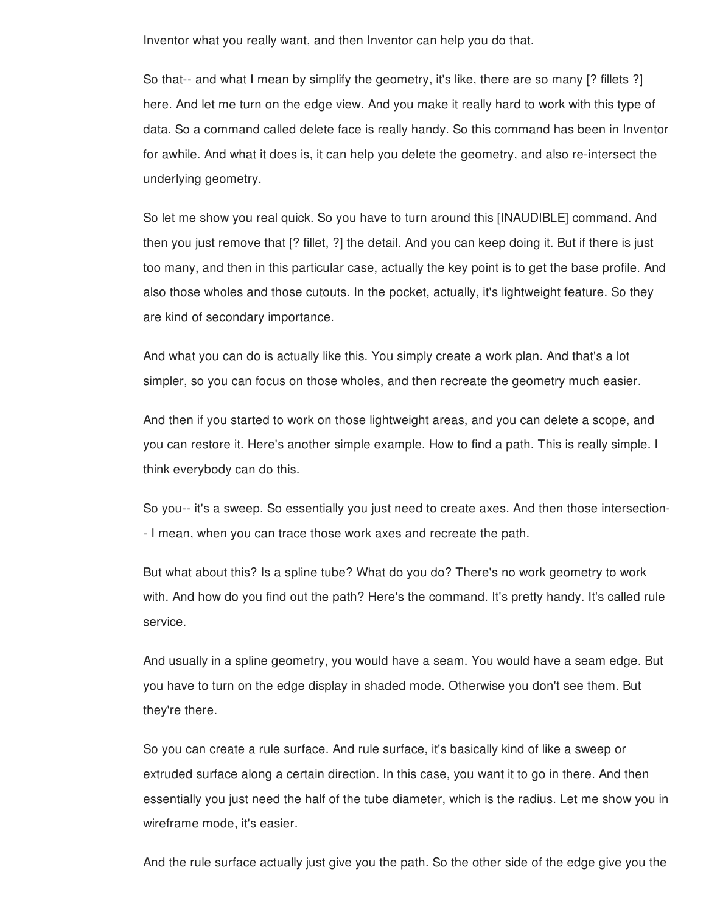Inventor what you really want, and then Inventor can help you do that.

So that-- and what I mean by simplify the geometry, it's like, there are so many [? fillets ?] here. And let me turn on the edge view. And you make it really hard to work with this type of data. So a command called delete face is really handy. So this command has been in Inventor for awhile. And what it does is, it can help you delete the geometry, and also re-intersect the underlying geometry.

So let me show you real quick. So you have to turn around this [INAUDIBLE] command. And then you just remove that [? fillet, ?] the detail. And you can keep doing it. But if there is just too many, and then in this particular case, actually the key point is to get the base profile. And also those wholes and those cutouts. In the pocket, actually, it's lightweight feature. So they are kind of secondary importance.

And what you can do is actually like this. You simply create a work plan. And that's a lot simpler, so you can focus on those wholes, and then recreate the geometry much easier.

And then if you started to work on those lightweight areas, and you can delete a scope, and you can restore it. Here's another simple example. How to find a path. This is really simple. I think everybody can do this.

So you-- it's a sweep. So essentially you just need to create axes. And then those intersection-- I mean, when you can trace those work axes and recreate the path.

But what about this? Is a spline tube? What do you do? There's no work geometry to work with. And how do you find out the path? Here's the command. It's pretty handy. It's called rule service.

And usually in a spline geometry, you would have a seam. You would have a seam edge. But you have to turn on the edge display in shaded mode. Otherwise you don't see them. But they're there.

So you can create a rule surface. And rule surface, it's basically kind of like a sweep or extruded surface along a certain direction. In this case, you want it to go in there. And then essentially you just need the half of the tube diameter, which is the radius. Let me show you in wireframe mode, it's easier.

And the rule surface actually just give you the path. So the other side of the edge give you the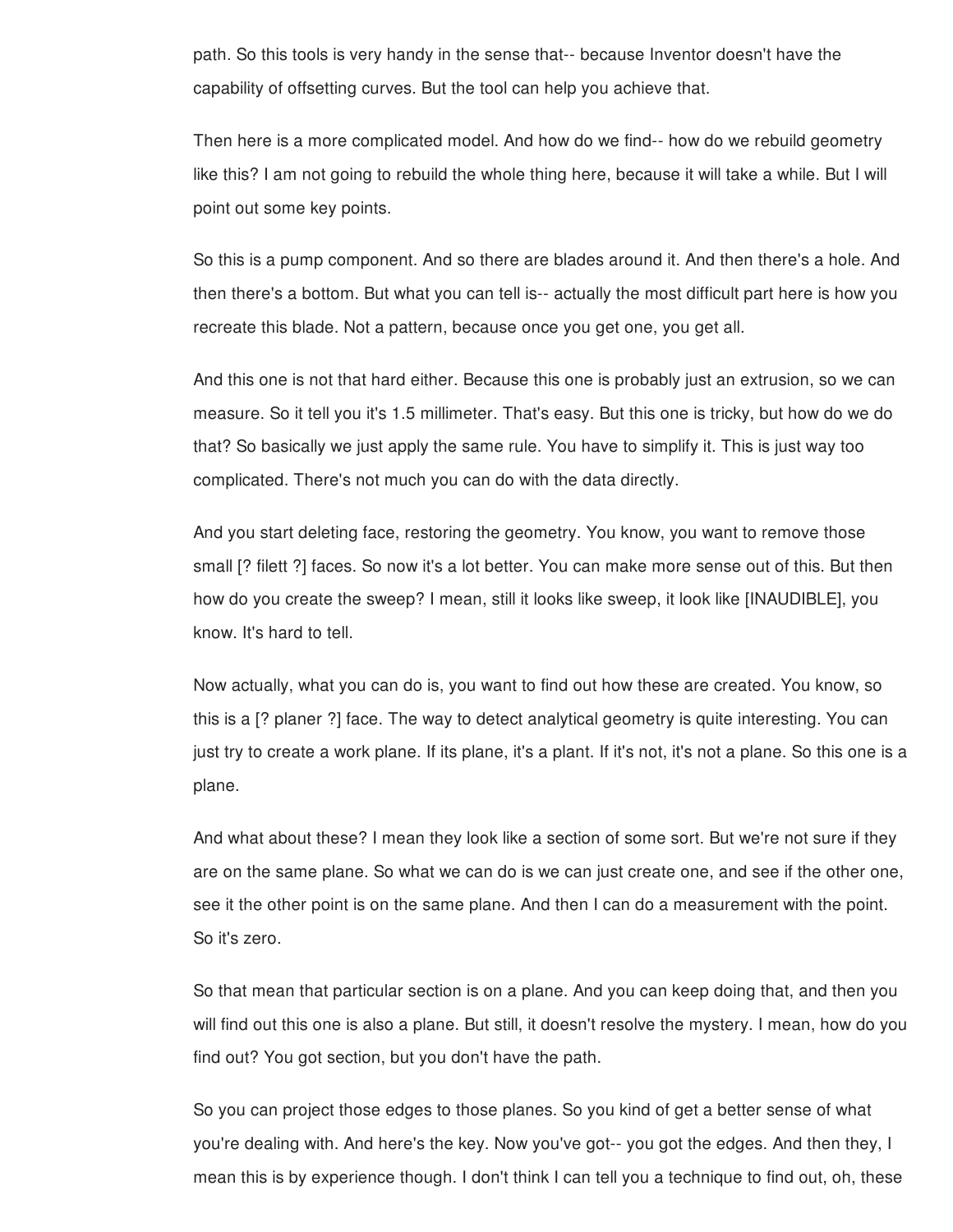path. So this tools is very handy in the sense that-- because Inventor doesn't have the capability of offsetting curves. But the tool can help you achieve that.

Then here is a more complicated model. And how do we find-- how do we rebuild geometry like this? I am not going to rebuild the whole thing here, because it will take a while. But I will point out some key points.

So this is a pump component. And so there are blades around it. And then there's a hole. And then there's a bottom. But what you can tell is-- actually the most difficult part here is how you recreate this blade. Not a pattern, because once you get one, you get all.

And this one is not that hard either. Because this one is probably just an extrusion, so we can measure. So it tell you it's 1.5 millimeter. That's easy. But this one is tricky, but how do we do that? So basically we just apply the same rule. You have to simplify it. This is just way too complicated. There's not much you can do with the data directly.

And you start deleting face, restoring the geometry. You know, you want to remove those small [? filett ?] faces. So now it's a lot better. You can make more sense out of this. But then how do you create the sweep? I mean, still it looks like sweep, it look like [INAUDIBLE], you know. It's hard to tell.

Now actually, what you can do is, you want to find out how these are created. You know, so this is a [? planer ?] face. The way to detect analytical geometry is quite interesting. You can just try to create a work plane. If its plane, it's a plant. If it's not, it's not a plane. So this one is a plane.

And what about these? I mean they look like a section of some sort. But we're not sure if they are on the same plane. So what we can do is we can just create one, and see if the other one, see it the other point is on the same plane. And then I can do a measurement with the point. So it's zero.

So that mean that particular section is on a plane. And you can keep doing that, and then you will find out this one is also a plane. But still, it doesn't resolve the mystery. I mean, how do you find out? You got section, but you don't have the path.

So you can project those edges to those planes. So you kind of get a better sense of what you're dealing with. And here's the key. Now you've got-- you got the edges. And then they, I mean this is by experience though. I don't think I can tell you a technique to find out, oh, these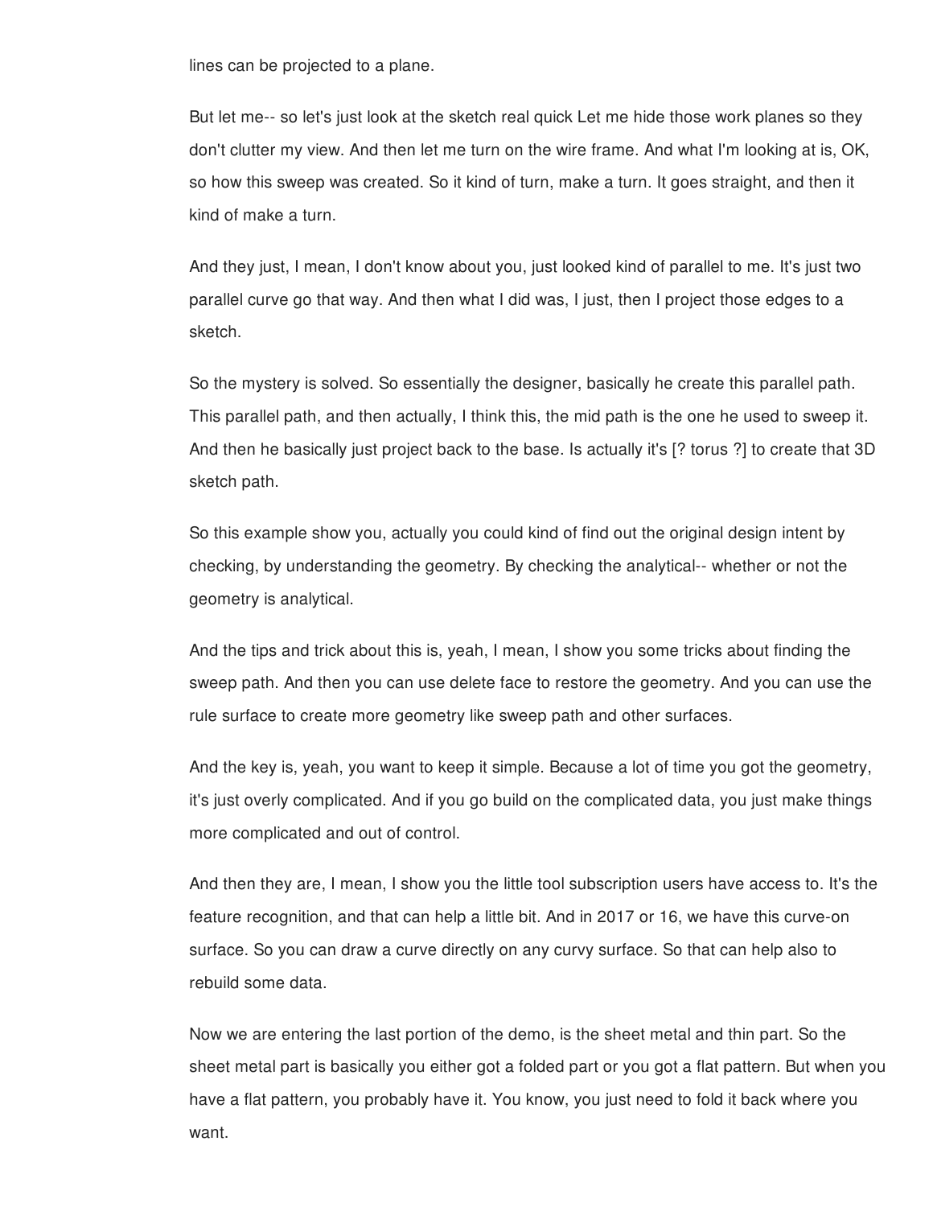lines can be projected to a plane.

But let me-- so let's just look at the sketch real quick Let me hide those work planes so they don't clutter my view. And then let me turn on the wire frame. And what I'm looking at is, OK, so how this sweep was created. So it kind of turn, make a turn. It goes straight, and then it kind of make a turn.

And they just, I mean, I don't know about you, just looked kind of parallel to me. It's just two parallel curve go that way. And then what I did was, I just, then I project those edges to a sketch.

So the mystery is solved. So essentially the designer, basically he create this parallel path. This parallel path, and then actually, I think this, the mid path is the one he used to sweep it. And then he basically just project back to the base. Is actually it's [? torus ?] to create that 3D sketch path.

So this example show you, actually you could kind of find out the original design intent by checking, by understanding the geometry. By checking the analytical-- whether or not the geometry is analytical.

And the tips and trick about this is, yeah, I mean, I show you some tricks about finding the sweep path. And then you can use delete face to restore the geometry. And you can use the rule surface to create more geometry like sweep path and other surfaces.

And the key is, yeah, you want to keep it simple. Because a lot of time you got the geometry, it's just overly complicated. And if you go build on the complicated data, you just make things more complicated and out of control.

And then they are, I mean, I show you the little tool subscription users have access to. It's the feature recognition, and that can help a little bit. And in 2017 or 16, we have this curve-on surface. So you can draw a curve directly on any curvy surface. So that can help also to rebuild some data.

Now we are entering the last portion of the demo, is the sheet metal and thin part. So the sheet metal part is basically you either got a folded part or you got a flat pattern. But when you have a flat pattern, you probably have it. You know, you just need to fold it back where you want.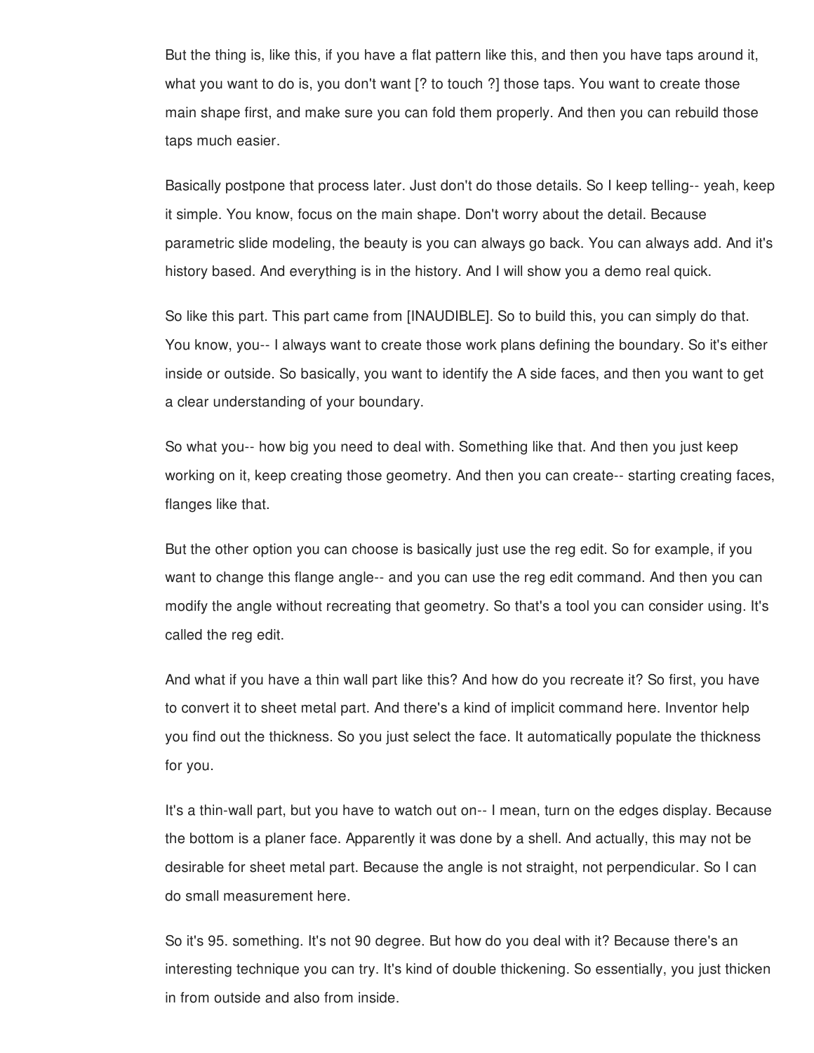But the thing is, like this, if you have a flat pattern like this, and then you have taps around it, what you want to do is, you don't want [? to touch ?] those taps. You want to create those main shape first, and make sure you can fold them properly. And then you can rebuild those taps much easier.

Basically postpone that process later. Just don't do those details. So I keep telling-- yeah, keep it simple. You know, focus on the main shape. Don't worry about the detail. Because parametric slide modeling, the beauty is you can always go back. You can always add. And it's history based. And everything is in the history. And I will show you a demo real quick.

So like this part. This part came from [INAUDIBLE]. So to build this, you can simply do that. You know, you-- I always want to create those work plans defining the boundary. So it's either inside or outside. So basically, you want to identify the A side faces, and then you want to get a clear understanding of your boundary.

So what you-- how big you need to deal with. Something like that. And then you just keep working on it, keep creating those geometry. And then you can create-- starting creating faces, flanges like that.

But the other option you can choose is basically just use the reg edit. So for example, if you want to change this flange angle-- and you can use the reg edit command. And then you can modify the angle without recreating that geometry. So that's a tool you can consider using. It's called the reg edit.

And what if you have a thin wall part like this? And how do you recreate it? So first, you have to convert it to sheet metal part. And there's a kind of implicit command here. Inventor help you find out the thickness. So you just select the face. It automatically populate the thickness for you.

It's a thin-wall part, but you have to watch out on-- I mean, turn on the edges display. Because the bottom is a planer face. Apparently it was done by a shell. And actually, this may not be desirable for sheet metal part. Because the angle is not straight, not perpendicular. So I can do small measurement here.

So it's 95. something. It's not 90 degree. But how do you deal with it? Because there's an interesting technique you can try. It's kind of double thickening. So essentially, you just thicken in from outside and also from inside.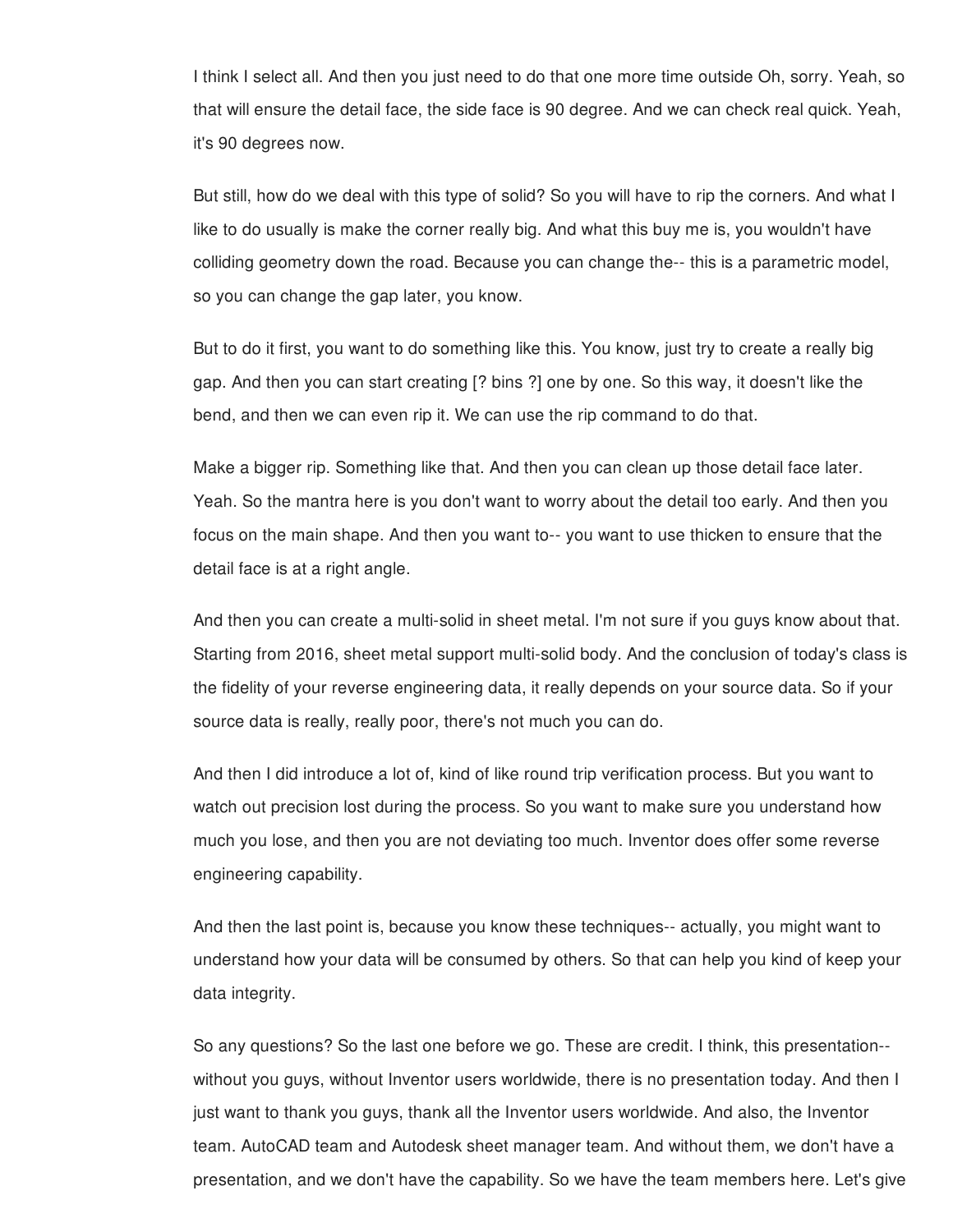I think I select all. And then you just need to do that one more time outside Oh, sorry. Yeah, so that will ensure the detail face, the side face is 90 degree. And we can check real quick. Yeah, it's 90 degrees now.

But still, how do we deal with this type of solid? So you will have to rip the corners. And what I like to do usually is make the corner really big. And what this buy me is, you wouldn't have colliding geometry down the road. Because you can change the-- this is a parametric model, so you can change the gap later, you know.

But to do it first, you want to do something like this. You know, just try to create a really big gap. And then you can start creating [? bins ?] one by one. So this way, it doesn't like the bend, and then we can even rip it. We can use the rip command to do that.

Make a bigger rip. Something like that. And then you can clean up those detail face later. Yeah. So the mantra here is you don't want to worry about the detail too early. And then you focus on the main shape. And then you want to-- you want to use thicken to ensure that the detail face is at a right angle.

And then you can create a multi-solid in sheet metal. I'm not sure if you guys know about that. Starting from 2016, sheet metal support multi-solid body. And the conclusion of today's class is the fidelity of your reverse engineering data, it really depends on your source data. So if your source data is really, really poor, there's not much you can do.

And then I did introduce a lot of, kind of like round trip verification process. But you want to watch out precision lost during the process. So you want to make sure you understand how much you lose, and then you are not deviating too much. Inventor does offer some reverse engineering capability.

And then the last point is, because you know these techniques-- actually, you might want to understand how your data will be consumed by others. So that can help you kind of keep your data integrity.

So any questions? So the last one before we go. These are credit. I think, this presentation-- without you guys, without Inventor users worldwide, there is no presentation today. And then I just want to thank you guys, thank all the Inventor users worldwide. And also, the Inventor team. AutoCAD team and Autodesk sheet manager team. And without them, we don't have a presentation, and we don't have the capability. So we have the team members here. Let's give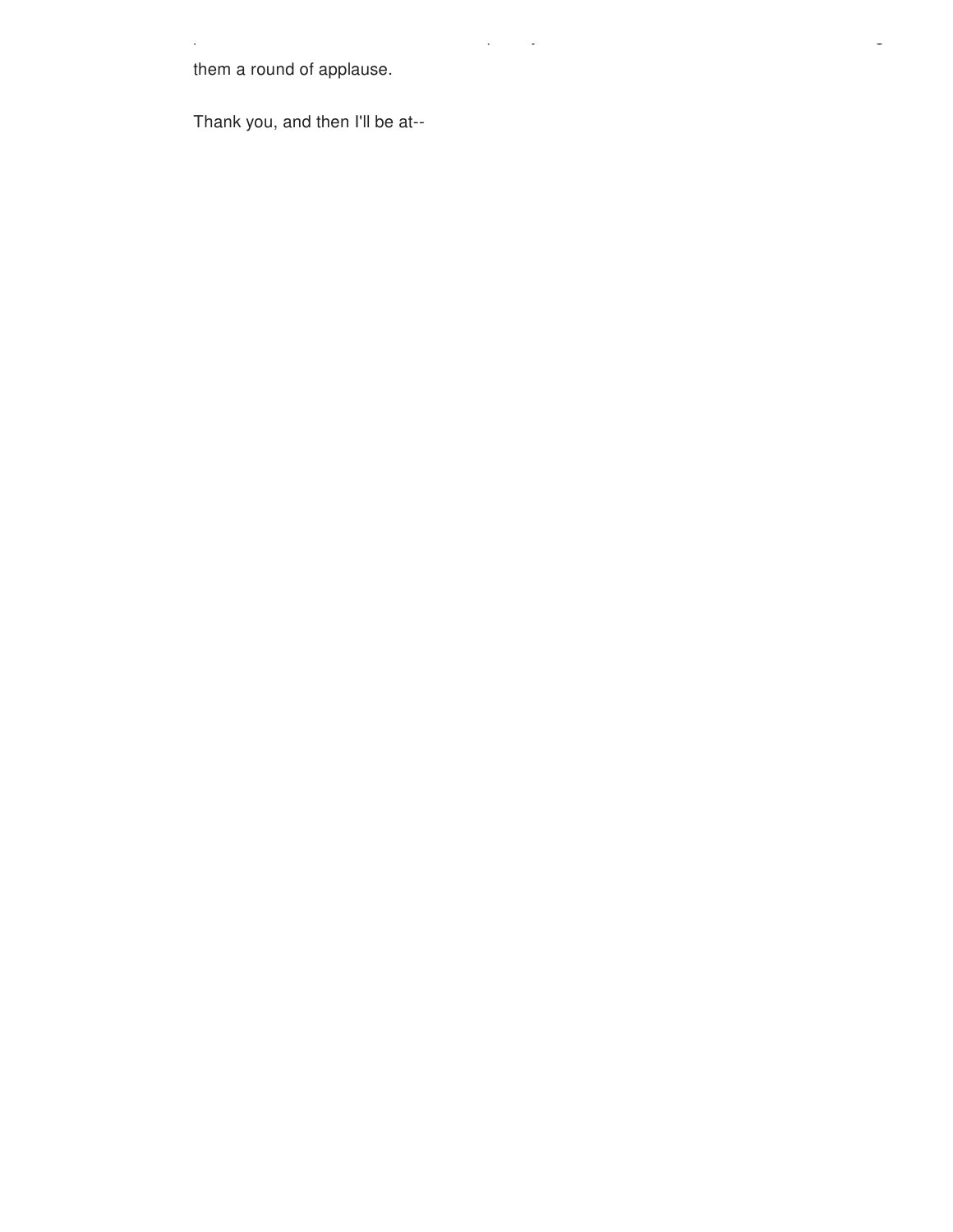them a round of applause.

Thank you, and then I'll be at--